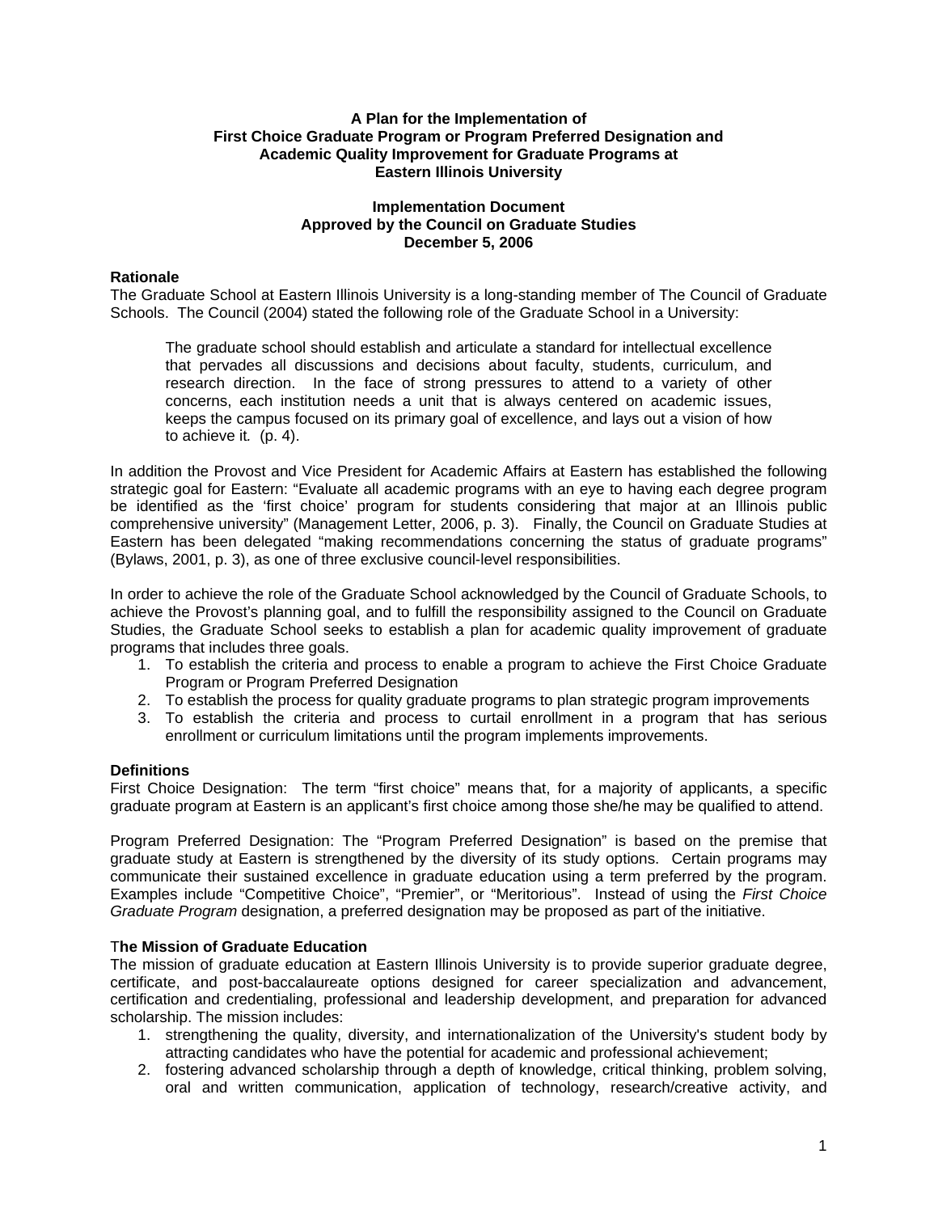**A Plan for the Implementation of**
**First Choice Graduate Program or Program Preferred Designation and**
**Academic Quality Improvement for Graduate Programs at**
**Eastern Illinois University**

**Implementation Document**
**Approved by the Council on Graduate Studies**
**December 5, 2006**

**Rationale**

The Graduate School at Eastern Illinois University is a long-standing member of The Council of Graduate Schools. The Council (2004) stated the following role of the Graduate School in a University:

> The graduate school should establish and articulate a standard for intellectual excellence that pervades all discussions and decisions about faculty, students, curriculum, and research direction. In the face of strong pressures to attend to a variety of other concerns, each institution needs a unit that is always centered on academic issues, keeps the campus focused on its primary goal of excellence, and lays out a vision of how to achieve it. (p. 4).

In addition the Provost and Vice President for Academic Affairs at Eastern has established the following strategic goal for Eastern: "Evaluate all academic programs with an eye to having each degree program be identified as the 'first choice' program for students considering that major at an Illinois public comprehensive university" (Management Letter, 2006, p. 3). Finally, the Council on Graduate Studies at Eastern has been delegated "making recommendations concerning the status of graduate programs" (Bylaws, 2001, p. 3), as one of three exclusive council-level responsibilities.

In order to achieve the role of the Graduate School acknowledged by the Council of Graduate Schools, to achieve the Provost's planning goal, and to fulfill the responsibility assigned to the Council on Graduate Studies, the Graduate School seeks to establish a plan for academic quality improvement of graduate programs that includes three goals.

1. To establish the criteria and process to enable a program to achieve the First Choice Graduate Program or Program Preferred Designation
2. To establish the process for quality graduate programs to plan strategic program improvements
3. To establish the criteria and process to curtail enrollment in a program that has serious enrollment or curriculum limitations until the program implements improvements.

**Definitions**

First Choice Designation: The term "first choice" means that, for a majority of applicants, a specific graduate program at Eastern is an applicant's first choice among those she/he may be qualified to attend.

Program Preferred Designation: The "Program Preferred Designation" is based on the premise that graduate study at Eastern is strengthened by the diversity of its study options. Certain programs may communicate their sustained excellence in graduate education using a term preferred by the program. Examples include "Competitive Choice", "Premier", or "Meritorious". Instead of using the *First Choice Graduate Program* designation, a preferred designation may be proposed as part of the initiative.

**The Mission of Graduate Education**

The mission of graduate education at Eastern Illinois University is to provide superior graduate degree, certificate, and post-baccalaureate options designed for career specialization and advancement, certification and credentialing, professional and leadership development, and preparation for advanced scholarship. The mission includes:

1. strengthening the quality, diversity, and internationalization of the University's student body by attracting candidates who have the potential for academic and professional achievement;
2. fostering advanced scholarship through a depth of knowledge, critical thinking, problem solving, oral and written communication, application of technology, research/creative activity, and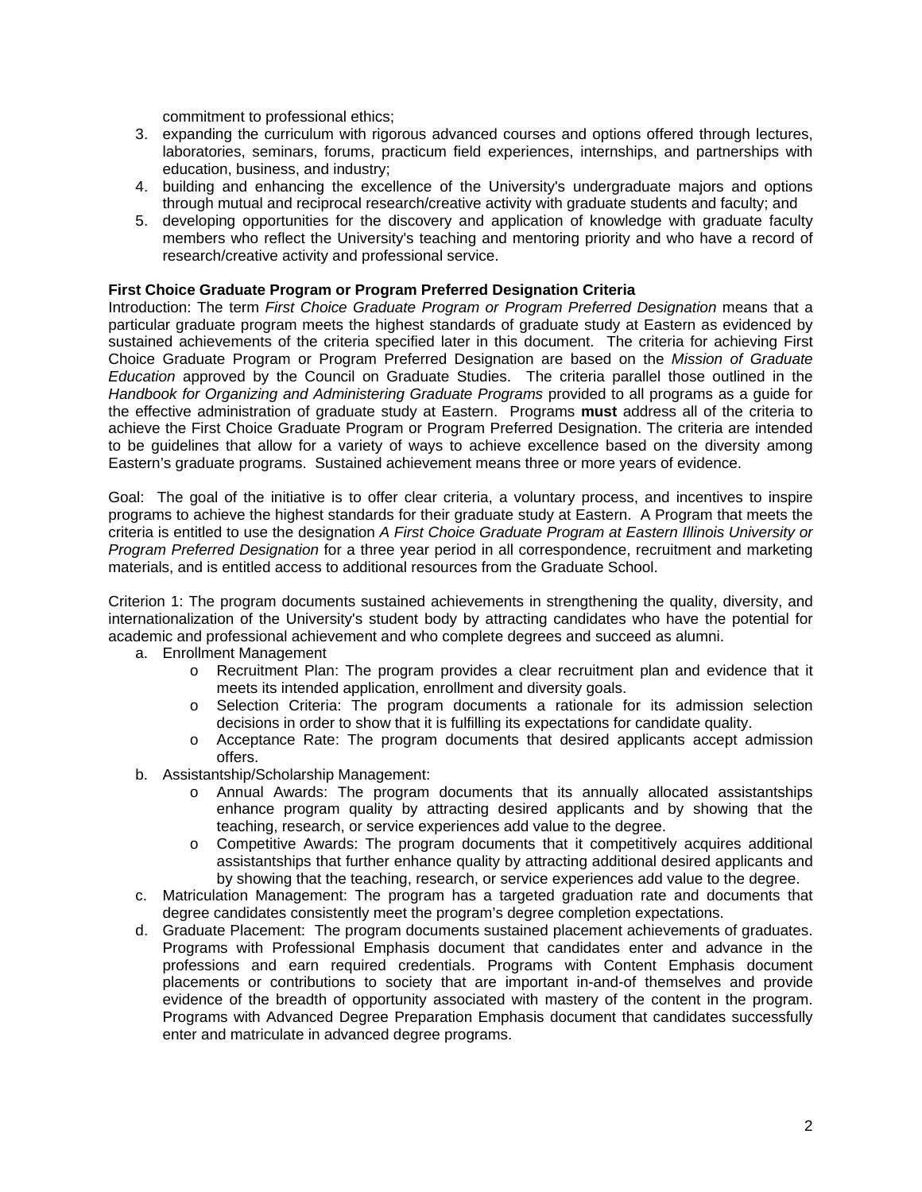commitment to professional ethics;

3. expanding the curriculum with rigorous advanced courses and options offered through lectures, laboratories, seminars, forums, practicum field experiences, internships, and partnerships with education, business, and industry;
4. building and enhancing the excellence of the University's undergraduate majors and options through mutual and reciprocal research/creative activity with graduate students and faculty; and
5. developing opportunities for the discovery and application of knowledge with graduate faculty members who reflect the University's teaching and mentoring priority and who have a record of research/creative activity and professional service.

**First Choice Graduate Program or Program Preferred Designation Criteria**

Introduction: The term *First Choice Graduate Program or Program Preferred Designation* means that a particular graduate program meets the highest standards of graduate study at Eastern as evidenced by sustained achievements of the criteria specified later in this document. The criteria for achieving First Choice Graduate Program or Program Preferred Designation are based on the *Mission of Graduate Education* approved by the Council on Graduate Studies. The criteria parallel those outlined in the *Handbook for Organizing and Administering Graduate Programs* provided to all programs as a guide for the effective administration of graduate study at Eastern. Programs **must** address all of the criteria to achieve the First Choice Graduate Program or Program Preferred Designation. The criteria are intended to be guidelines that allow for a variety of ways to achieve excellence based on the diversity among Eastern's graduate programs. Sustained achievement means three or more years of evidence.

Goal: The goal of the initiative is to offer clear criteria, a voluntary process, and incentives to inspire programs to achieve the highest standards for their graduate study at Eastern. A Program that meets the criteria is entitled to use the designation *A First Choice Graduate Program at Eastern Illinois University or Program Preferred Designation* for a three year period in all correspondence, recruitment and marketing materials, and is entitled access to additional resources from the Graduate School.

Criterion 1: The program documents sustained achievements in strengthening the quality, diversity, and internationalization of the University's student body by attracting candidates who have the potential for academic and professional achievement and who complete degrees and succeed as alumni.

a. Enrollment Management
   - Recruitment Plan: The program provides a clear recruitment plan and evidence that it meets its intended application, enrollment and diversity goals.
   - Selection Criteria: The program documents a rationale for its admission selection decisions in order to show that it is fulfilling its expectations for candidate quality.
   - Acceptance Rate: The program documents that desired applicants accept admission offers.
b. Assistantship/Scholarship Management:
   - Annual Awards: The program documents that its annually allocated assistantships enhance program quality by attracting desired applicants and by showing that the teaching, research, or service experiences add value to the degree.
   - Competitive Awards: The program documents that it competitively acquires additional assistantships that further enhance quality by attracting additional desired applicants and by showing that the teaching, research, or service experiences add value to the degree.
c. Matriculation Management: The program has a targeted graduation rate and documents that degree candidates consistently meet the program's degree completion expectations.
d. Graduate Placement: The program documents sustained placement achievements of graduates. Programs with Professional Emphasis document that candidates enter and advance in the professions and earn required credentials. Programs with Content Emphasis document placements or contributions to society that are important in-and-of themselves and provide evidence of the breadth of opportunity associated with mastery of the content in the program. Programs with Advanced Degree Preparation Emphasis document that candidates successfully enter and matriculate in advanced degree programs.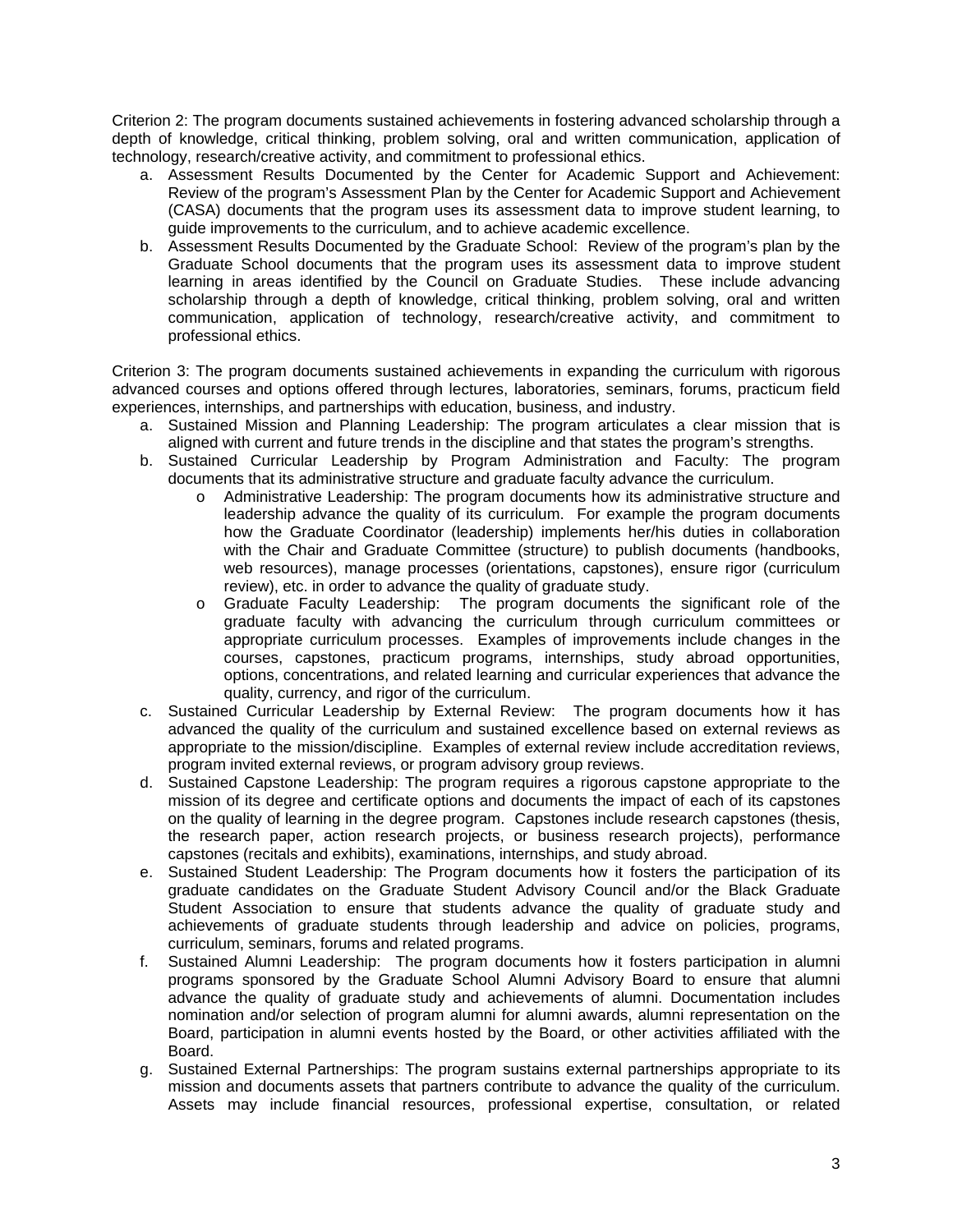Criterion 2: The program documents sustained achievements in fostering advanced scholarship through a depth of knowledge, critical thinking, problem solving, oral and written communication, application of technology, research/creative activity, and commitment to professional ethics.

a. Assessment Results Documented by the Center for Academic Support and Achievement: Review of the program's Assessment Plan by the Center for Academic Support and Achievement (CASA) documents that the program uses its assessment data to improve student learning, to guide improvements to the curriculum, and to achieve academic excellence.
b. Assessment Results Documented by the Graduate School: Review of the program's plan by the Graduate School documents that the program uses its assessment data to improve student learning in areas identified by the Council on Graduate Studies. These include advancing scholarship through a depth of knowledge, critical thinking, problem solving, oral and written communication, application of technology, research/creative activity, and commitment to professional ethics.

Criterion 3: The program documents sustained achievements in expanding the curriculum with rigorous advanced courses and options offered through lectures, laboratories, seminars, forums, practicum field experiences, internships, and partnerships with education, business, and industry.

a. Sustained Mission and Planning Leadership: The program articulates a clear mission that is aligned with current and future trends in the discipline and that states the program's strengths.
b. Sustained Curricular Leadership by Program Administration and Faculty: The program documents that its administrative structure and graduate faculty advance the curriculum.
   - Administrative Leadership: The program documents how its administrative structure and leadership advance the quality of its curriculum. For example the program documents how the Graduate Coordinator (leadership) implements her/his duties in collaboration with the Chair and Graduate Committee (structure) to publish documents (handbooks, web resources), manage processes (orientations, capstones), ensure rigor (curriculum review), etc. in order to advance the quality of graduate study.
   - Graduate Faculty Leadership: The program documents the significant role of the graduate faculty with advancing the curriculum through curriculum committees or appropriate curriculum processes. Examples of improvements include changes in the courses, capstones, practicum programs, internships, study abroad opportunities, options, concentrations, and related learning and curricular experiences that advance the quality, currency, and rigor of the curriculum.
c. Sustained Curricular Leadership by External Review: The program documents how it has advanced the quality of the curriculum and sustained excellence based on external reviews as appropriate to the mission/discipline. Examples of external review include accreditation reviews, program invited external reviews, or program advisory group reviews.
d. Sustained Capstone Leadership: The program requires a rigorous capstone appropriate to the mission of its degree and certificate options and documents the impact of each of its capstones on the quality of learning in the degree program. Capstones include research capstones (thesis, the research paper, action research projects, or business research projects), performance capstones (recitals and exhibits), examinations, internships, and study abroad.
e. Sustained Student Leadership: The Program documents how it fosters the participation of its graduate candidates on the Graduate Student Advisory Council and/or the Black Graduate Student Association to ensure that students advance the quality of graduate study and achievements of graduate students through leadership and advice on policies, programs, curriculum, seminars, forums and related programs.
f. Sustained Alumni Leadership: The program documents how it fosters participation in alumni programs sponsored by the Graduate School Alumni Advisory Board to ensure that alumni advance the quality of graduate study and achievements of alumni. Documentation includes nomination and/or selection of program alumni for alumni awards, alumni representation on the Board, participation in alumni events hosted by the Board, or other activities affiliated with the Board.
g. Sustained External Partnerships: The program sustains external partnerships appropriate to its mission and documents assets that partners contribute to advance the quality of the curriculum. Assets may include financial resources, professional expertise, consultation, or related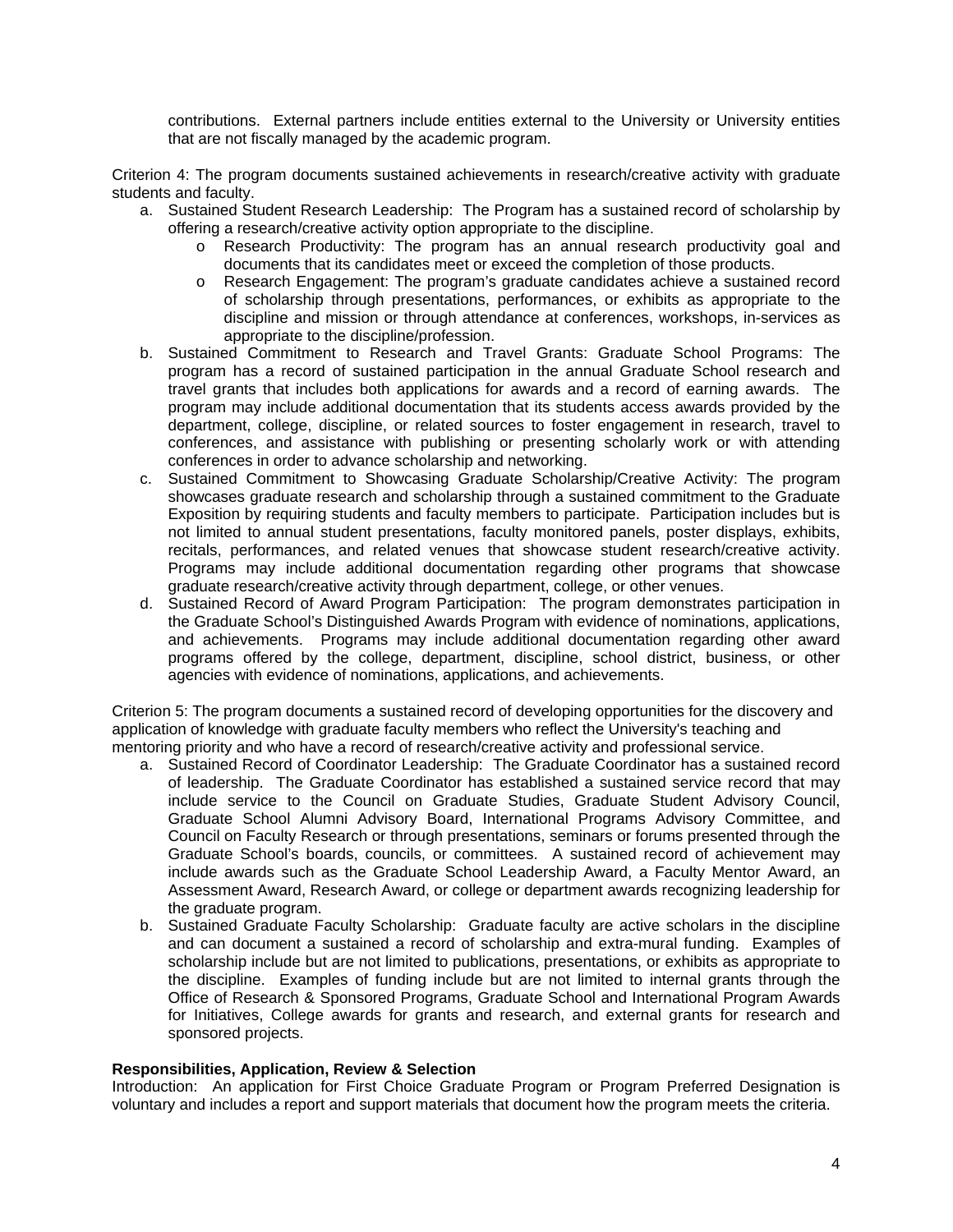contributions. External partners include entities external to the University or University entities that are not fiscally managed by the academic program.

Criterion 4: The program documents sustained achievements in research/creative activity with graduate students and faculty.

a. Sustained Student Research Leadership: The Program has a sustained record of scholarship by offering a research/creative activity option appropriate to the discipline.
   - Research Productivity: The program has an annual research productivity goal and documents that its candidates meet or exceed the completion of those products.
   - Research Engagement: The program's graduate candidates achieve a sustained record of scholarship through presentations, performances, or exhibits as appropriate to the discipline and mission or through attendance at conferences, workshops, in-services as appropriate to the discipline/profession.
b. Sustained Commitment to Research and Travel Grants: Graduate School Programs: The program has a record of sustained participation in the annual Graduate School research and travel grants that includes both applications for awards and a record of earning awards. The program may include additional documentation that its students access awards provided by the department, college, discipline, or related sources to foster engagement in research, travel to conferences, and assistance with publishing or presenting scholarly work or with attending conferences in order to advance scholarship and networking.
c. Sustained Commitment to Showcasing Graduate Scholarship/Creative Activity: The program showcases graduate research and scholarship through a sustained commitment to the Graduate Exposition by requiring students and faculty members to participate. Participation includes but is not limited to annual student presentations, faculty monitored panels, poster displays, exhibits, recitals, performances, and related venues that showcase student research/creative activity. Programs may include additional documentation regarding other programs that showcase graduate research/creative activity through department, college, or other venues.
d. Sustained Record of Award Program Participation: The program demonstrates participation in the Graduate School's Distinguished Awards Program with evidence of nominations, applications, and achievements. Programs may include additional documentation regarding other award programs offered by the college, department, discipline, school district, business, or other agencies with evidence of nominations, applications, and achievements.

Criterion 5: The program documents a sustained record of developing opportunities for the discovery and application of knowledge with graduate faculty members who reflect the University's teaching and mentoring priority and who have a record of research/creative activity and professional service.

a. Sustained Record of Coordinator Leadership: The Graduate Coordinator has a sustained record of leadership. The Graduate Coordinator has established a sustained service record that may include service to the Council on Graduate Studies, Graduate Student Advisory Council, Graduate School Alumni Advisory Board, International Programs Advisory Committee, and Council on Faculty Research or through presentations, seminars or forums presented through the Graduate School's boards, councils, or committees. A sustained record of achievement may include awards such as the Graduate School Leadership Award, a Faculty Mentor Award, an Assessment Award, Research Award, or college or department awards recognizing leadership for the graduate program.
b. Sustained Graduate Faculty Scholarship: Graduate faculty are active scholars in the discipline and can document a sustained a record of scholarship and extra-mural funding. Examples of scholarship include but are not limited to publications, presentations, or exhibits as appropriate to the discipline. Examples of funding include but are not limited to internal grants through the Office of Research & Sponsored Programs, Graduate School and International Program Awards for Initiatives, College awards for grants and research, and external grants for research and sponsored projects.

**Responsibilities, Application, Review & Selection**

Introduction: An application for First Choice Graduate Program or Program Preferred Designation is voluntary and includes a report and support materials that document how the program meets the criteria.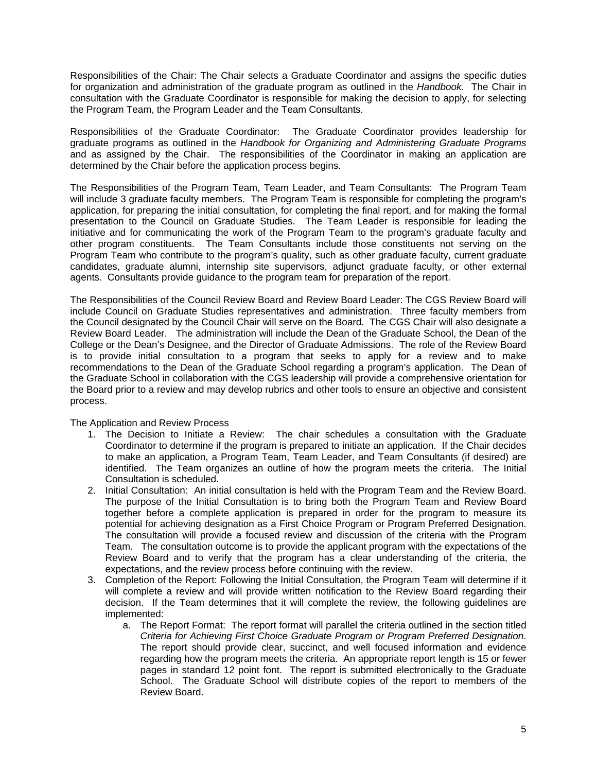Responsibilities of the Chair: The Chair selects a Graduate Coordinator and assigns the specific duties for organization and administration of the graduate program as outlined in the *Handbook.* The Chair in consultation with the Graduate Coordinator is responsible for making the decision to apply, for selecting the Program Team, the Program Leader and the Team Consultants.

Responsibilities of the Graduate Coordinator: The Graduate Coordinator provides leadership for graduate programs as outlined in the *Handbook for Organizing and Administering Graduate Programs* and as assigned by the Chair. The responsibilities of the Coordinator in making an application are determined by the Chair before the application process begins.

The Responsibilities of the Program Team, Team Leader, and Team Consultants: The Program Team will include 3 graduate faculty members. The Program Team is responsible for completing the program's application, for preparing the initial consultation, for completing the final report, and for making the formal presentation to the Council on Graduate Studies. The Team Leader is responsible for leading the initiative and for communicating the work of the Program Team to the program's graduate faculty and other program constituents. The Team Consultants include those constituents not serving on the Program Team who contribute to the program's quality, such as other graduate faculty, current graduate candidates, graduate alumni, internship site supervisors, adjunct graduate faculty, or other external agents. Consultants provide guidance to the program team for preparation of the report.

The Responsibilities of the Council Review Board and Review Board Leader: The CGS Review Board will include Council on Graduate Studies representatives and administration. Three faculty members from the Council designated by the Council Chair will serve on the Board. The CGS Chair will also designate a Review Board Leader. The administration will include the Dean of the Graduate School, the Dean of the College or the Dean's Designee, and the Director of Graduate Admissions. The role of the Review Board is to provide initial consultation to a program that seeks to apply for a review and to make recommendations to the Dean of the Graduate School regarding a program's application. The Dean of the Graduate School in collaboration with the CGS leadership will provide a comprehensive orientation for the Board prior to a review and may develop rubrics and other tools to ensure an objective and consistent process.

The Application and Review Process

1. The Decision to Initiate a Review: The chair schedules a consultation with the Graduate Coordinator to determine if the program is prepared to initiate an application. If the Chair decides to make an application, a Program Team, Team Leader, and Team Consultants (if desired) are identified. The Team organizes an outline of how the program meets the criteria. The Initial Consultation is scheduled.
2. Initial Consultation: An initial consultation is held with the Program Team and the Review Board. The purpose of the Initial Consultation is to bring both the Program Team and Review Board together before a complete application is prepared in order for the program to measure its potential for achieving designation as a First Choice Program or Program Preferred Designation. The consultation will provide a focused review and discussion of the criteria with the Program Team. The consultation outcome is to provide the applicant program with the expectations of the Review Board and to verify that the program has a clear understanding of the criteria, the expectations, and the review process before continuing with the review.
3. Completion of the Report: Following the Initial Consultation, the Program Team will determine if it will complete a review and will provide written notification to the Review Board regarding their decision. If the Team determines that it will complete the review, the following guidelines are implemented:
    a. The Report Format: The report format will parallel the criteria outlined in the section titled *Criteria for Achieving First Choice Graduate Program or Program Preferred Designation*. The report should provide clear, succinct, and well focused information and evidence regarding how the program meets the criteria. An appropriate report length is 15 or fewer pages in standard 12 point font. The report is submitted electronically to the Graduate School. The Graduate School will distribute copies of the report to members of the Review Board.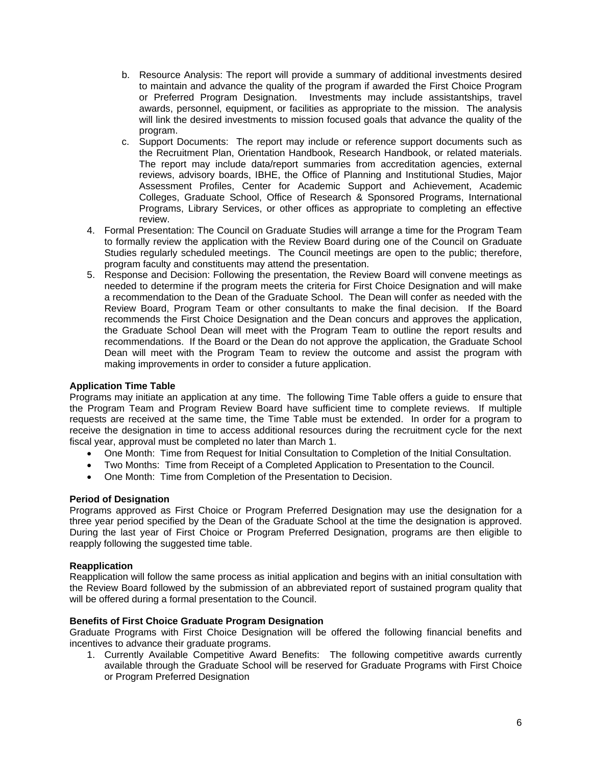b. Resource Analysis: The report will provide a summary of additional investments desired to maintain and advance the quality of the program if awarded the First Choice Program or Preferred Program Designation. Investments may include assistantships, travel awards, personnel, equipment, or facilities as appropriate to the mission. The analysis will link the desired investments to mission focused goals that advance the quality of the program.

c. Support Documents: The report may include or reference support documents such as the Recruitment Plan, Orientation Handbook, Research Handbook, or related materials. The report may include data/report summaries from accreditation agencies, external reviews, advisory boards, IBHE, the Office of Planning and Institutional Studies, Major Assessment Profiles, Center for Academic Support and Achievement, Academic Colleges, Graduate School, Office of Research & Sponsored Programs, International Programs, Library Services, or other offices as appropriate to completing an effective review.

4. Formal Presentation: The Council on Graduate Studies will arrange a time for the Program Team to formally review the application with the Review Board during one of the Council on Graduate Studies regularly scheduled meetings. The Council meetings are open to the public; therefore, program faculty and constituents may attend the presentation.
5. Response and Decision: Following the presentation, the Review Board will convene meetings as needed to determine if the program meets the criteria for First Choice Designation and will make a recommendation to the Dean of the Graduate School. The Dean will confer as needed with the Review Board, Program Team or other consultants to make the final decision. If the Board recommends the First Choice Designation and the Dean concurs and approves the application, the Graduate School Dean will meet with the Program Team to outline the report results and recommendations. If the Board or the Dean do not approve the application, the Graduate School Dean will meet with the Program Team to review the outcome and assist the program with making improvements in order to consider a future application.

**Application Time Table**

Programs may initiate an application at any time. The following Time Table offers a guide to ensure that the Program Team and Program Review Board have sufficient time to complete reviews. If multiple requests are received at the same time, the Time Table must be extended. In order for a program to receive the designation in time to access additional resources during the recruitment cycle for the next fiscal year, approval must be completed no later than March 1.

- One Month: Time from Request for Initial Consultation to Completion of the Initial Consultation.
- Two Months: Time from Receipt of a Completed Application to Presentation to the Council.
- One Month: Time from Completion of the Presentation to Decision.

**Period of Designation**

Programs approved as First Choice or Program Preferred Designation may use the designation for a three year period specified by the Dean of the Graduate School at the time the designation is approved. During the last year of First Choice or Program Preferred Designation, programs are then eligible to reapply following the suggested time table.

**Reapplication**

Reapplication will follow the same process as initial application and begins with an initial consultation with the Review Board followed by the submission of an abbreviated report of sustained program quality that will be offered during a formal presentation to the Council.

**Benefits of First Choice Graduate Program Designation**

Graduate Programs with First Choice Designation will be offered the following financial benefits and incentives to advance their graduate programs.

1. Currently Available Competitive Award Benefits: The following competitive awards currently available through the Graduate School will be reserved for Graduate Programs with First Choice or Program Preferred Designation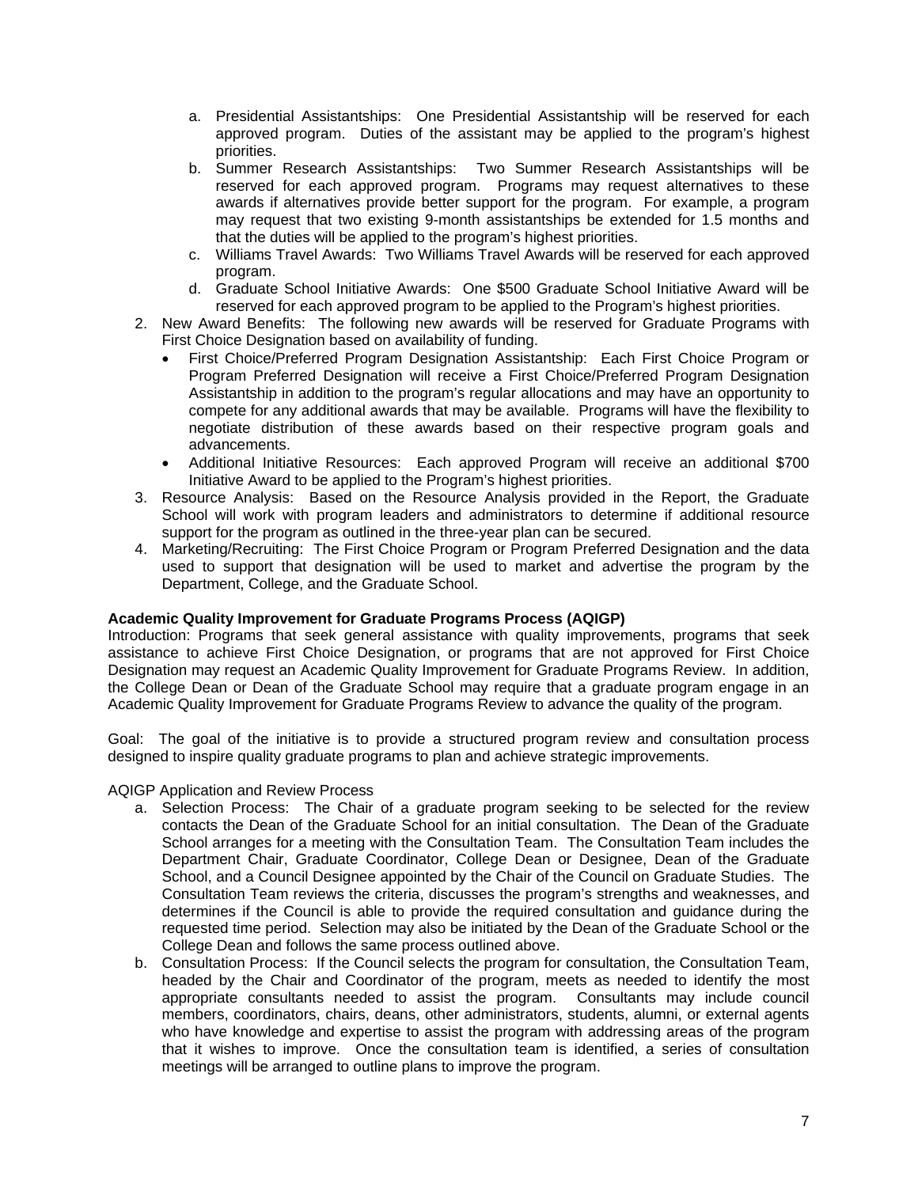a. Presidential Assistantships: One Presidential Assistantship will be reserved for each approved program. Duties of the assistant may be applied to the program's highest priorities.
   b. Summer Research Assistantships: Two Summer Research Assistantships will be reserved for each approved program. Programs may request alternatives to these awards if alternatives provide better support for the program. For example, a program may request that two existing 9-month assistantships be extended for 1.5 months and that the duties will be applied to the program's highest priorities.
   c. Williams Travel Awards: Two Williams Travel Awards will be reserved for each approved program.
   d. Graduate School Initiative Awards: One $500 Graduate School Initiative Award will be reserved for each approved program to be applied to the Program's highest priorities.
2. New Award Benefits: The following new awards will be reserved for Graduate Programs with First Choice Designation based on availability of funding.
   - First Choice/Preferred Program Designation Assistantship: Each First Choice Program or Program Preferred Designation will receive a First Choice/Preferred Program Designation Assistantship in addition to the program's regular allocations and may have an opportunity to compete for any additional awards that may be available. Programs will have the flexibility to negotiate distribution of these awards based on their respective program goals and advancements.
   - Additional Initiative Resources: Each approved Program will receive an additional $700 Initiative Award to be applied to the Program's highest priorities.
3. Resource Analysis: Based on the Resource Analysis provided in the Report, the Graduate School will work with program leaders and administrators to determine if additional resource support for the program as outlined in the three-year plan can be secured.
4. Marketing/Recruiting: The First Choice Program or Program Preferred Designation and the data used to support that designation will be used to market and advertise the program by the Department, College, and the Graduate School.

**Academic Quality Improvement for Graduate Programs Process (AQIGP)**

Introduction: Programs that seek general assistance with quality improvements, programs that seek assistance to achieve First Choice Designation, or programs that are not approved for First Choice Designation may request an Academic Quality Improvement for Graduate Programs Review. In addition, the College Dean or Dean of the Graduate School may require that a graduate program engage in an Academic Quality Improvement for Graduate Programs Review to advance the quality of the program.

Goal: The goal of the initiative is to provide a structured program review and consultation process designed to inspire quality graduate programs to plan and achieve strategic improvements.

AQIGP Application and Review Process

   a. Selection Process: The Chair of a graduate program seeking to be selected for the review contacts the Dean of the Graduate School for an initial consultation. The Dean of the Graduate School arranges for a meeting with the Consultation Team. The Consultation Team includes the Department Chair, Graduate Coordinator, College Dean or Designee, Dean of the Graduate School, and a Council Designee appointed by the Chair of the Council on Graduate Studies. The Consultation Team reviews the criteria, discusses the program's strengths and weaknesses, and determines if the Council is able to provide the required consultation and guidance during the requested time period. Selection may also be initiated by the Dean of the Graduate School or the College Dean and follows the same process outlined above.
   b. Consultation Process: If the Council selects the program for consultation, the Consultation Team, headed by the Chair and Coordinator of the program, meets as needed to identify the most appropriate consultants needed to assist the program. Consultants may include council members, coordinators, chairs, deans, other administrators, students, alumni, or external agents who have knowledge and expertise to assist the program with addressing areas of the program that it wishes to improve. Once the consultation team is identified, a series of consultation meetings will be arranged to outline plans to improve the program.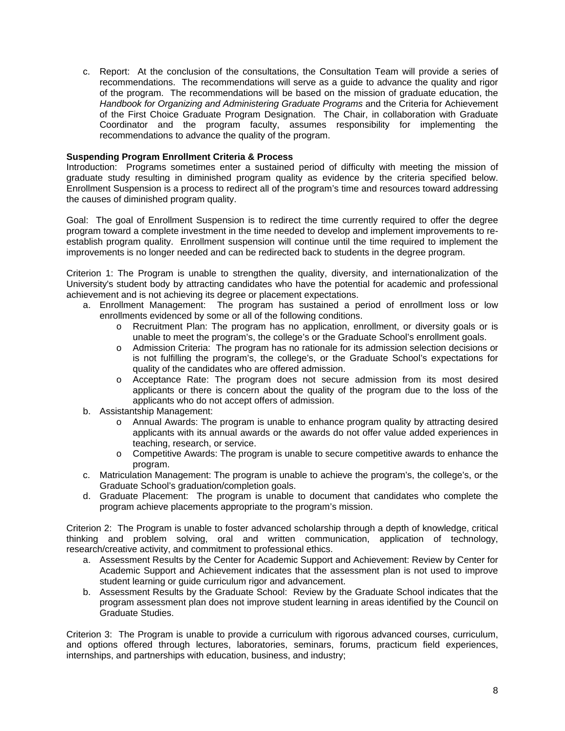c. Report: At the conclusion of the consultations, the Consultation Team will provide a series of recommendations. The recommendations will serve as a guide to advance the quality and rigor of the program. The recommendations will be based on the mission of graduate education, the *Handbook for Organizing and Administering Graduate Programs* and the Criteria for Achievement of the First Choice Graduate Program Designation. The Chair, in collaboration with Graduate Coordinator and the program faculty, assumes responsibility for implementing the recommendations to advance the quality of the program.

**Suspending Program Enrollment Criteria & Process**

Introduction: Programs sometimes enter a sustained period of difficulty with meeting the mission of graduate study resulting in diminished program quality as evidence by the criteria specified below. Enrollment Suspension is a process to redirect all of the program's time and resources toward addressing the causes of diminished program quality.

Goal: The goal of Enrollment Suspension is to redirect the time currently required to offer the degree program toward a complete investment in the time needed to develop and implement improvements to re-establish program quality. Enrollment suspension will continue until the time required to implement the improvements is no longer needed and can be redirected back to students in the degree program.

Criterion 1: The Program is unable to strengthen the quality, diversity, and internationalization of the University's student body by attracting candidates who have the potential for academic and professional achievement and is not achieving its degree or placement expectations.

a. Enrollment Management: The program has sustained a period of enrollment loss or low enrollments evidenced by some or all of the following conditions.
   - Recruitment Plan: The program has no application, enrollment, or diversity goals or is unable to meet the program's, the college's or the Graduate School's enrollment goals.
   - Admission Criteria: The program has no rationale for its admission selection decisions or is not fulfilling the program's, the college's, or the Graduate School's expectations for quality of the candidates who are offered admission.
   - Acceptance Rate: The program does not secure admission from its most desired applicants or there is concern about the quality of the program due to the loss of the applicants who do not accept offers of admission.
b. Assistantship Management:
   - Annual Awards: The program is unable to enhance program quality by attracting desired applicants with its annual awards or the awards do not offer value added experiences in teaching, research, or service.
   - Competitive Awards: The program is unable to secure competitive awards to enhance the program.
c. Matriculation Management: The program is unable to achieve the program's, the college's, or the Graduate School's graduation/completion goals.
d. Graduate Placement: The program is unable to document that candidates who complete the program achieve placements appropriate to the program's mission.

Criterion 2: The Program is unable to foster advanced scholarship through a depth of knowledge, critical thinking and problem solving, oral and written communication, application of technology, research/creative activity, and commitment to professional ethics.

a. Assessment Results by the Center for Academic Support and Achievement: Review by Center for Academic Support and Achievement indicates that the assessment plan is not used to improve student learning or guide curriculum rigor and advancement.
b. Assessment Results by the Graduate School: Review by the Graduate School indicates that the program assessment plan does not improve student learning in areas identified by the Council on Graduate Studies.

Criterion 3: The Program is unable to provide a curriculum with rigorous advanced courses, curriculum, and options offered through lectures, laboratories, seminars, forums, practicum field experiences, internships, and partnerships with education, business, and industry;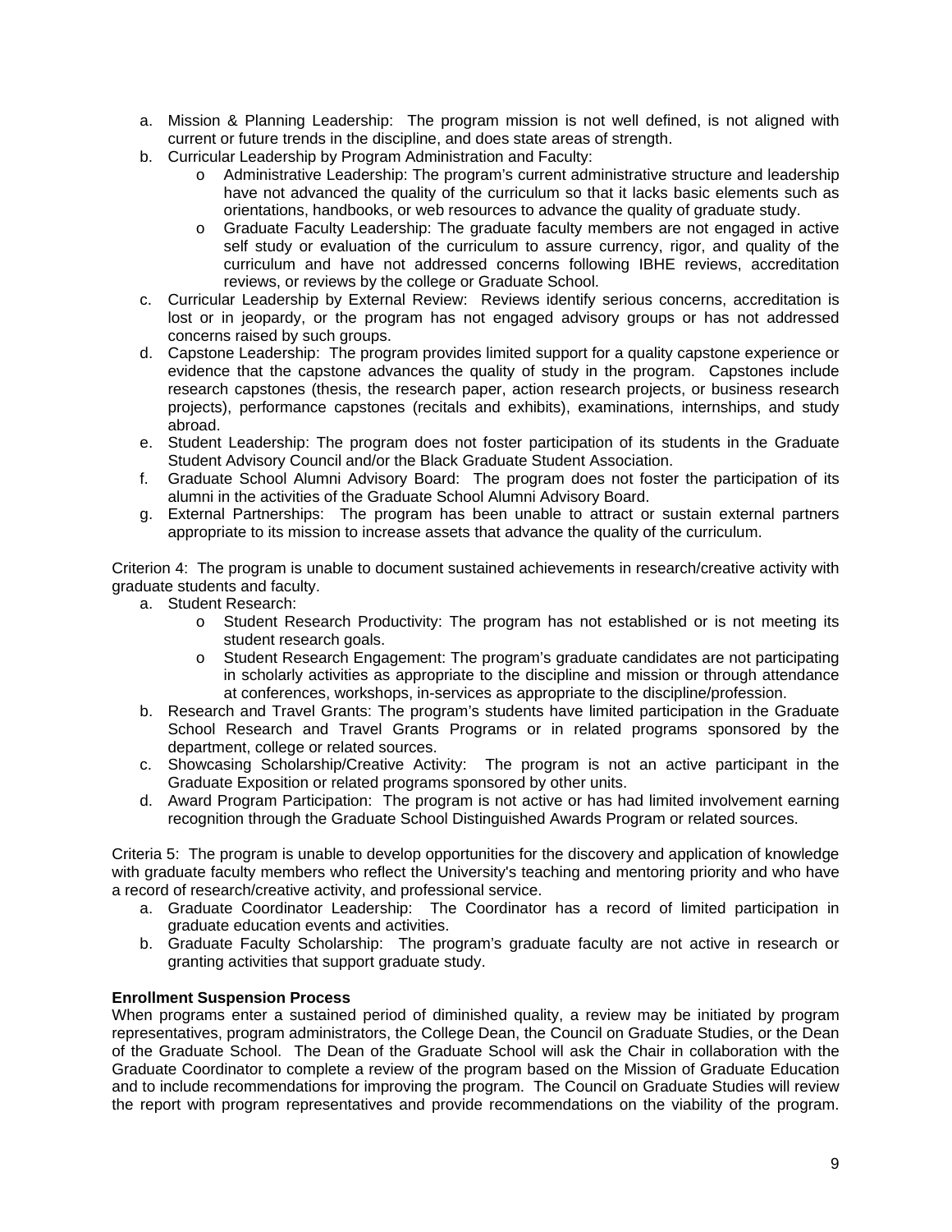a. Mission & Planning Leadership: The program mission is not well defined, is not aligned with current or future trends in the discipline, and does state areas of strength.
b. Curricular Leadership by Program Administration and Faculty:
   - Administrative Leadership: The program's current administrative structure and leadership have not advanced the quality of the curriculum so that it lacks basic elements such as orientations, handbooks, or web resources to advance the quality of graduate study.
   - Graduate Faculty Leadership: The graduate faculty members are not engaged in active self study or evaluation of the curriculum to assure currency, rigor, and quality of the curriculum and have not addressed concerns following IBHE reviews, accreditation reviews, or reviews by the college or Graduate School.
c. Curricular Leadership by External Review: Reviews identify serious concerns, accreditation is lost or in jeopardy, or the program has not engaged advisory groups or has not addressed concerns raised by such groups.
d. Capstone Leadership: The program provides limited support for a quality capstone experience or evidence that the capstone advances the quality of study in the program. Capstones include research capstones (thesis, the research paper, action research projects, or business research projects), performance capstones (recitals and exhibits), examinations, internships, and study abroad.
e. Student Leadership: The program does not foster participation of its students in the Graduate Student Advisory Council and/or the Black Graduate Student Association.
f. Graduate School Alumni Advisory Board: The program does not foster the participation of its alumni in the activities of the Graduate School Alumni Advisory Board.
g. External Partnerships: The program has been unable to attract or sustain external partners appropriate to its mission to increase assets that advance the quality of the curriculum.

Criterion 4: The program is unable to document sustained achievements in research/creative activity with graduate students and faculty.

a. Student Research:
   - Student Research Productivity: The program has not established or is not meeting its student research goals.
   - Student Research Engagement: The program's graduate candidates are not participating in scholarly activities as appropriate to the discipline and mission or through attendance at conferences, workshops, in-services as appropriate to the discipline/profession.
b. Research and Travel Grants: The program's students have limited participation in the Graduate School Research and Travel Grants Programs or in related programs sponsored by the department, college or related sources.
c. Showcasing Scholarship/Creative Activity: The program is not an active participant in the Graduate Exposition or related programs sponsored by other units.
d. Award Program Participation: The program is not active or has had limited involvement earning recognition through the Graduate School Distinguished Awards Program or related sources.

Criteria 5: The program is unable to develop opportunities for the discovery and application of knowledge with graduate faculty members who reflect the University's teaching and mentoring priority and who have a record of research/creative activity, and professional service.

a. Graduate Coordinator Leadership: The Coordinator has a record of limited participation in graduate education events and activities.
b. Graduate Faculty Scholarship: The program's graduate faculty are not active in research or granting activities that support graduate study.

**Enrollment Suspension Process**

When programs enter a sustained period of diminished quality, a review may be initiated by program representatives, program administrators, the College Dean, the Council on Graduate Studies, or the Dean of the Graduate School. The Dean of the Graduate School will ask the Chair in collaboration with the Graduate Coordinator to complete a review of the program based on the Mission of Graduate Education and to include recommendations for improving the program. The Council on Graduate Studies will review the report with program representatives and provide recommendations on the viability of the program.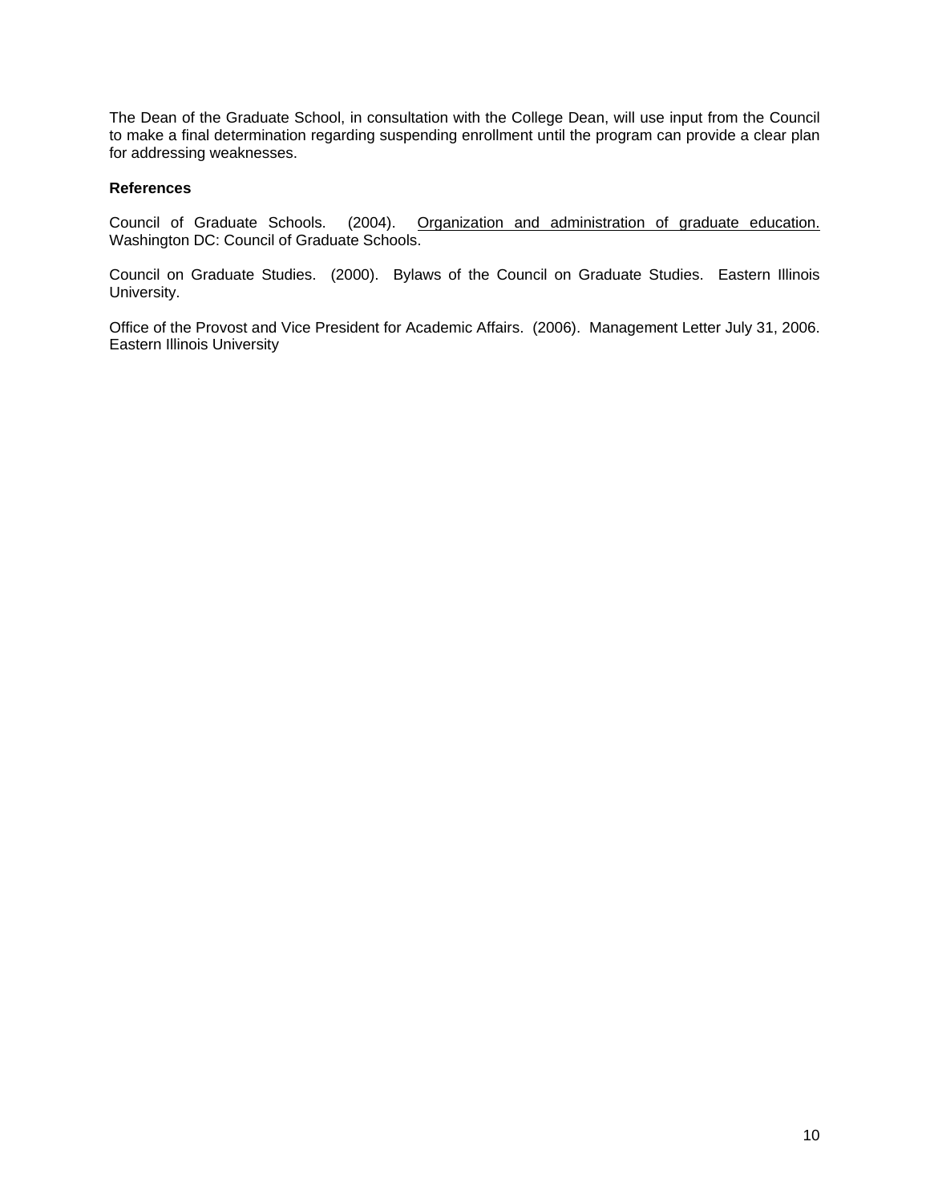The Dean of the Graduate School, in consultation with the College Dean, will use input from the Council to make a final determination regarding suspending enrollment until the program can provide a clear plan for addressing weaknesses.

**References**

Council of Graduate Schools. (2004). <u>Organization and administration of graduate education.</u> Washington DC: Council of Graduate Schools.

Council on Graduate Studies. (2000). Bylaws of the Council on Graduate Studies. Eastern Illinois University.

Office of the Provost and Vice President for Academic Affairs. (2006). Management Letter July 31, 2006. Eastern Illinois University